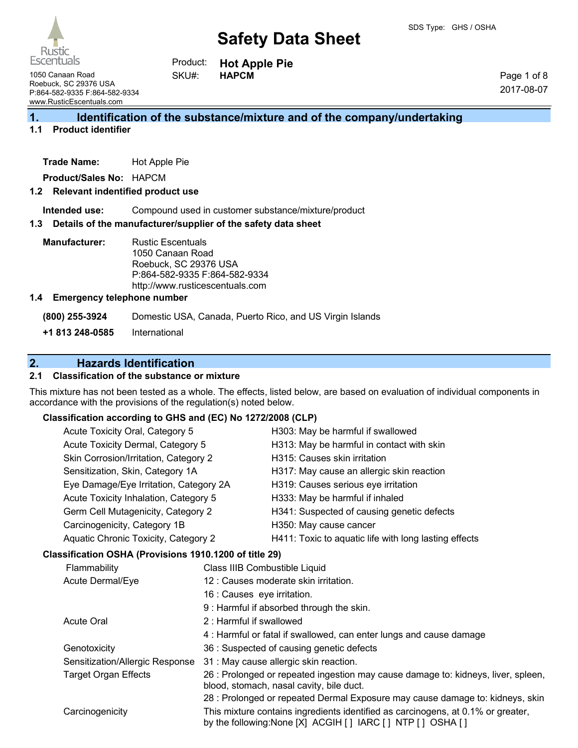SDS Type: GHS / OSHA

Rustic Escentuals
1050 Canaan Road
Roebuck, SC 29376 USA
P:864-582-9335 F:864-582-9334
www.RusticEscentuals.com

# Safety Data Sheet

Product: **Hot Apple Pie**
SKU#: **HAPCM**

2017-08-07

## 1. Identification of the substance/mixture and of the company/undertaking

### 1.1 Product identifier

**Trade Name:** Hot Apple Pie

**Product/Sales No:** HAPCM

### 1.2 Relevant indentified product use

**Intended use:** Compound used in customer substance/mixture/product

### 1.3 Details of the manufacturer/supplier of the safety data sheet

**Manufacturer:** Rustic Escentuals
1050 Canaan Road
Roebuck, SC 29376 USA
P:864-582-9335 F:864-582-9334
http://www.rusticescentuals.com

### 1.4 Emergency telephone number

**(800) 255-3924** Domestic USA, Canada, Puerto Rico, and US Virgin Islands

**+1 813 248-0585** International

## 2. Hazards Identification

### 2.1 Classification of the substance or mixture

This mixture has not been tested as a whole. The effects, listed below, are based on evaluation of individual components in accordance with the provisions of the regulation(s) noted below.

**Classification according to GHS and (EC) No 1272/2008 (CLP)**

| | |
|---|---|
| Acute Toxicity Oral, Category 5 | H303: May be harmful if swallowed |
| Acute Toxicity Dermal, Category 5 | H313: May be harmful in contact with skin |
| Skin Corrosion/Irritation, Category 2 | H315: Causes skin irritation |
| Sensitization, Skin, Category 1A | H317: May cause an allergic skin reaction |
| Eye Damage/Eye Irritation, Category 2A | H319: Causes serious eye irritation |
| Acute Toxicity Inhalation, Category 5 | H333: May be harmful if inhaled |
| Germ Cell Mutagenicity, Category 2 | H341: Suspected of causing genetic defects |
| Carcinogenicity, Category 1B | H350: May cause cancer |
| Aquatic Chronic Toxicity, Category 2 | H411: Toxic to aquatic life with long lasting effects |

**Classification OSHA (Provisions 1910.1200 of title 29)**

| | |
|---|---|
| Flammability | Class IIIB Combustible Liquid |
| Acute Dermal/Eye | 12 : Causes moderate skin irritation. |
| | 16 : Causes eye irritation. |
| | 9 : Harmful if absorbed through the skin. |
| Acute Oral | 2 : Harmful if swallowed |
| | 4 : Harmful or fatal if swallowed, can enter lungs and cause damage |
| Genotoxicity | 36 : Suspected of causing genetic defects |
| Sensitization/Allergic Response | 31 : May cause allergic skin reaction. |
| Target Organ Effects | 26 : Prolonged or repeated ingestion may cause damage to: kidneys, liver, spleen, blood, stomach, nasal cavity, bile duct. |
| | 28 : Prolonged or repeated Dermal Exposure may cause damage to: kidneys, skin |
| Carcinogenicity | This mixture contains ingredients identified as carcinogens, at 0.1% or greater, by the following:None [X] ACGIH [ ] IARC [ ] NTP [ ] OSHA [ ] |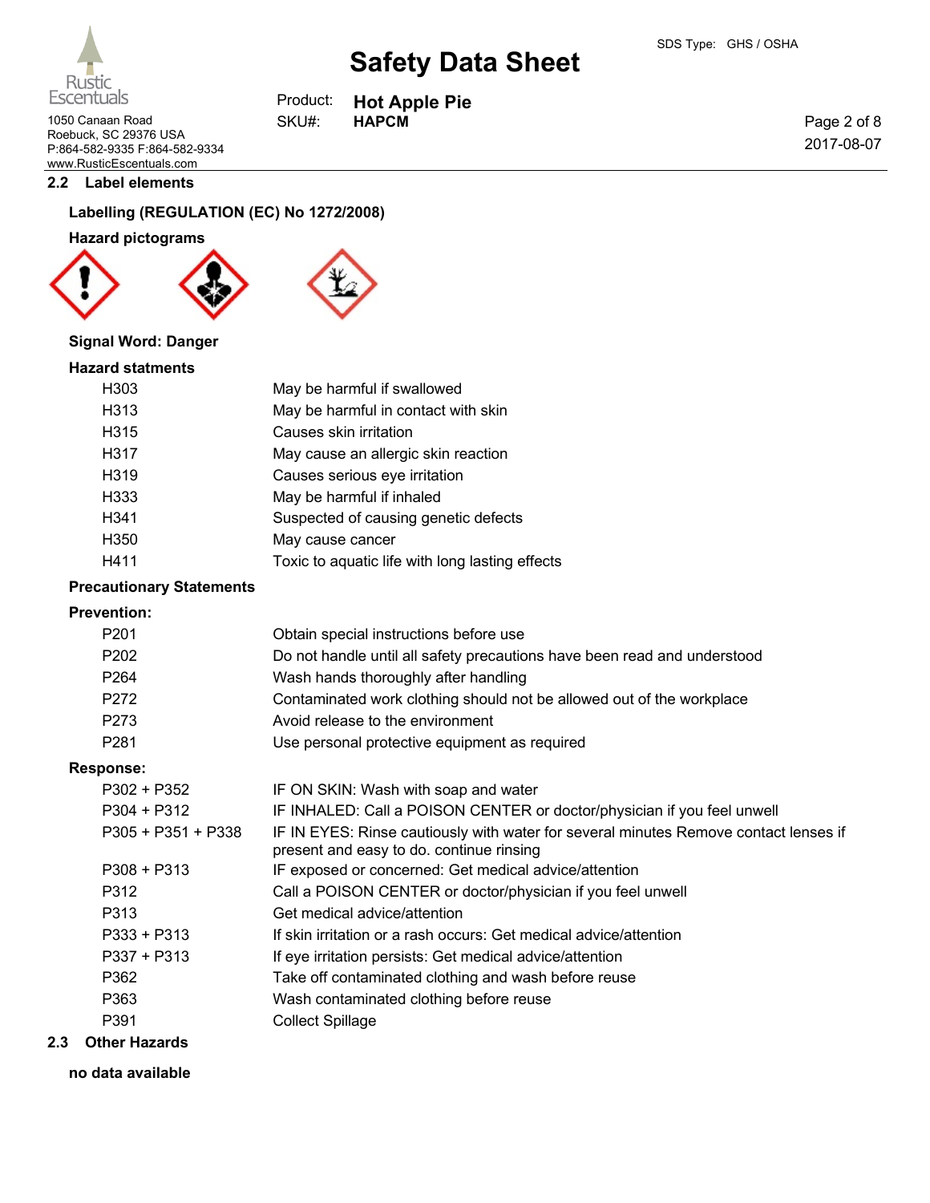## 2.2 Label elements

**Labelling (REGULATION (EC) No 1272/2008)**

**Hazard pictograms**

**Signal Word: Danger**

**Hazard statments**

| | |
|---|---|
| H303 | May be harmful if swallowed |
| H313 | May be harmful in contact with skin |
| H315 | Causes skin irritation |
| H317 | May cause an allergic skin reaction |
| H319 | Causes serious eye irritation |
| H333 | May be harmful if inhaled |
| H341 | Suspected of causing genetic defects |
| H350 | May cause cancer |
| H411 | Toxic to aquatic life with long lasting effects |

**Precautionary Statements**

**Prevention:**

| | |
|---|---|
| P201 | Obtain special instructions before use |
| P202 | Do not handle until all safety precautions have been read and understood |
| P264 | Wash hands thoroughly after handling |
| P272 | Contaminated work clothing should not be allowed out of the workplace |
| P273 | Avoid release to the environment |
| P281 | Use personal protective equipment as required |

**Response:**

| | |
|---|---|
| P302 + P352 | IF ON SKIN: Wash with soap and water |
| P304 + P312 | IF INHALED: Call a POISON CENTER or doctor/physician if you feel unwell |
| P305 + P351 + P338 | IF IN EYES: Rinse cautiously with water for several minutes Remove contact lenses if present and easy to do. continue rinsing |
| P308 + P313 | IF exposed or concerned: Get medical advice/attention |
| P312 | Call a POISON CENTER or doctor/physician if you feel unwell |
| P313 | Get medical advice/attention |
| P333 + P313 | If skin irritation or a rash occurs: Get medical advice/attention |
| P337 + P313 | If eye irritation persists: Get medical advice/attention |
| P362 | Take off contaminated clothing and wash before reuse |
| P363 | Wash contaminated clothing before reuse |
| P391 | Collect Spillage |

## 2.3 Other Hazards

**no data available**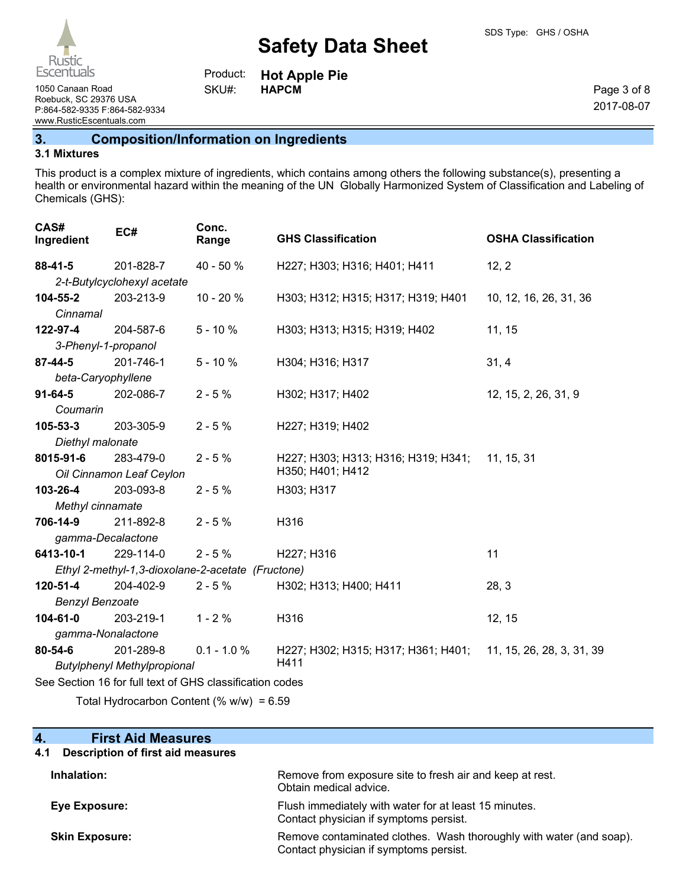## 3. Composition/Information on Ingredients

### 3.1 Mixtures

This product is a complex mixture of ingredients, which contains among others the following substance(s), presenting a health or environmental hazard within the meaning of the UN Globally Harmonized System of Classification and Labeling of Chemicals (GHS):

| CAS# Ingredient | EC# | Conc. Range | GHS Classification | OSHA Classification |
|---|---|---|---|---|
| **88-41-5** *2-t-Butylcyclohexyl acetate* | 201-828-7 | 40 - 50 % | H227; H303; H316; H401; H411 | 12, 2 |
| **104-55-2** *Cinnamal* | 203-213-9 | 10 - 20 % | H303; H312; H315; H317; H319; H401 | 10, 12, 16, 26, 31, 36 |
| **122-97-4** *3-Phenyl-1-propanol* | 204-587-6 | 5 - 10 % | H303; H313; H315; H319; H402 | 11, 15 |
| **87-44-5** *beta-Caryophyllene* | 201-746-1 | 5 - 10 % | H304; H316; H317 | 31, 4 |
| **91-64-5** *Coumarin* | 202-086-7 | 2 - 5 % | H302; H317; H402 | 12, 15, 2, 26, 31, 9 |
| **105-53-3** *Diethyl malonate* | 203-305-9 | 2 - 5 % | H227; H319; H402 | |
| **8015-91-6** *Oil Cinnamon Leaf Ceylon* | 283-479-0 | 2 - 5 % | H227; H303; H313; H316; H319; H341; H350; H401; H412 | 11, 15, 31 |
| **103-26-4** *Methyl cinnamate* | 203-093-8 | 2 - 5 % | H303; H317 | |
| **706-14-9** *gamma-Decalactone* | 211-892-8 | 2 - 5 % | H316 | |
| **6413-10-1** *Ethyl 2-methyl-1,3-dioxolane-2-acetate (Fructone)* | 229-114-0 | 2 - 5 % | H227; H316 | 11 |
| **120-51-4** *Benzyl Benzoate* | 204-402-9 | 2 - 5 % | H302; H313; H400; H411 | 28, 3 |
| **104-61-0** *gamma-Nonalactone* | 203-219-1 | 1 - 2 % | H316 | 12, 15 |
| **80-54-6** *Butylphenyl Methylpropional* | 201-289-8 | 0.1 - 1.0 % | H227; H302; H315; H317; H361; H401; H411 | 11, 15, 26, 28, 3, 31, 39 |

See Section 16 for full text of GHS classification codes

Total Hydrocarbon Content (% w/w) = 6.59

## 4. First Aid Measures

### 4.1 Description of first aid measures

**Inhalation:** Remove from exposure site to fresh air and keep at rest. Obtain medical advice.

**Eye Exposure:** Flush immediately with water for at least 15 minutes. Contact physician if symptoms persist.

**Skin Exposure:** Remove contaminated clothes. Wash thoroughly with water (and soap). Contact physician if symptoms persist.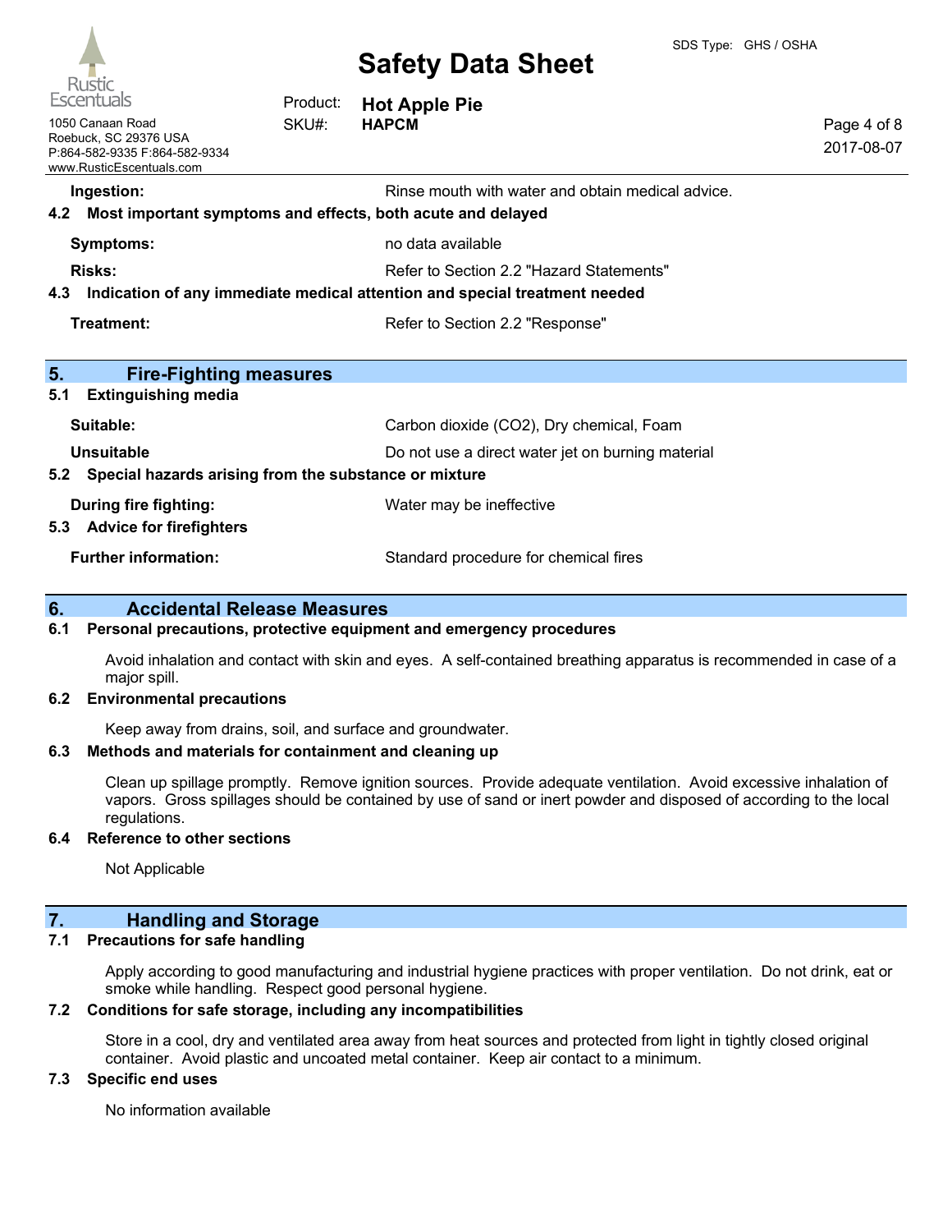**Ingestion:** Rinse mouth with water and obtain medical advice.

### 4.2 Most important symptoms and effects, both acute and delayed

**Symptoms:** no data available

**Risks:** Refer to Section 2.2 "Hazard Statements"

### 4.3 Indication of any immediate medical attention and special treatment needed

**Treatment:** Refer to Section 2.2 "Response"

## 5. Fire-Fighting measures

### 5.1 Extinguishing media

**Suitable:** Carbon dioxide ($CO_2$), Dry chemical, Foam

**Unsuitable** Do not use a direct water jet on burning material

### 5.2 Special hazards arising from the substance or mixture

**During fire fighting:** Water may be ineffective

### 5.3 Advice for firefighters

**Further information:** Standard procedure for chemical fires

## 6. Accidental Release Measures

### 6.1 Personal precautions, protective equipment and emergency procedures

Avoid inhalation and contact with skin and eyes. A self-contained breathing apparatus is recommended in case of a major spill.

### 6.2 Environmental precautions

Keep away from drains, soil, and surface and groundwater.

### 6.3 Methods and materials for containment and cleaning up

Clean up spillage promptly. Remove ignition sources. Provide adequate ventilation. Avoid excessive inhalation of vapors. Gross spillages should be contained by use of sand or inert powder and disposed of according to the local regulations.

### 6.4 Reference to other sections

Not Applicable

## 7. Handling and Storage

### 7.1 Precautions for safe handling

Apply according to good manufacturing and industrial hygiene practices with proper ventilation. Do not drink, eat or smoke while handling. Respect good personal hygiene.

### 7.2 Conditions for safe storage, including any incompatibilities

Store in a cool, dry and ventilated area away from heat sources and protected from light in tightly closed original container. Avoid plastic and uncoated metal container. Keep air contact to a minimum.

### 7.3 Specific end uses

No information available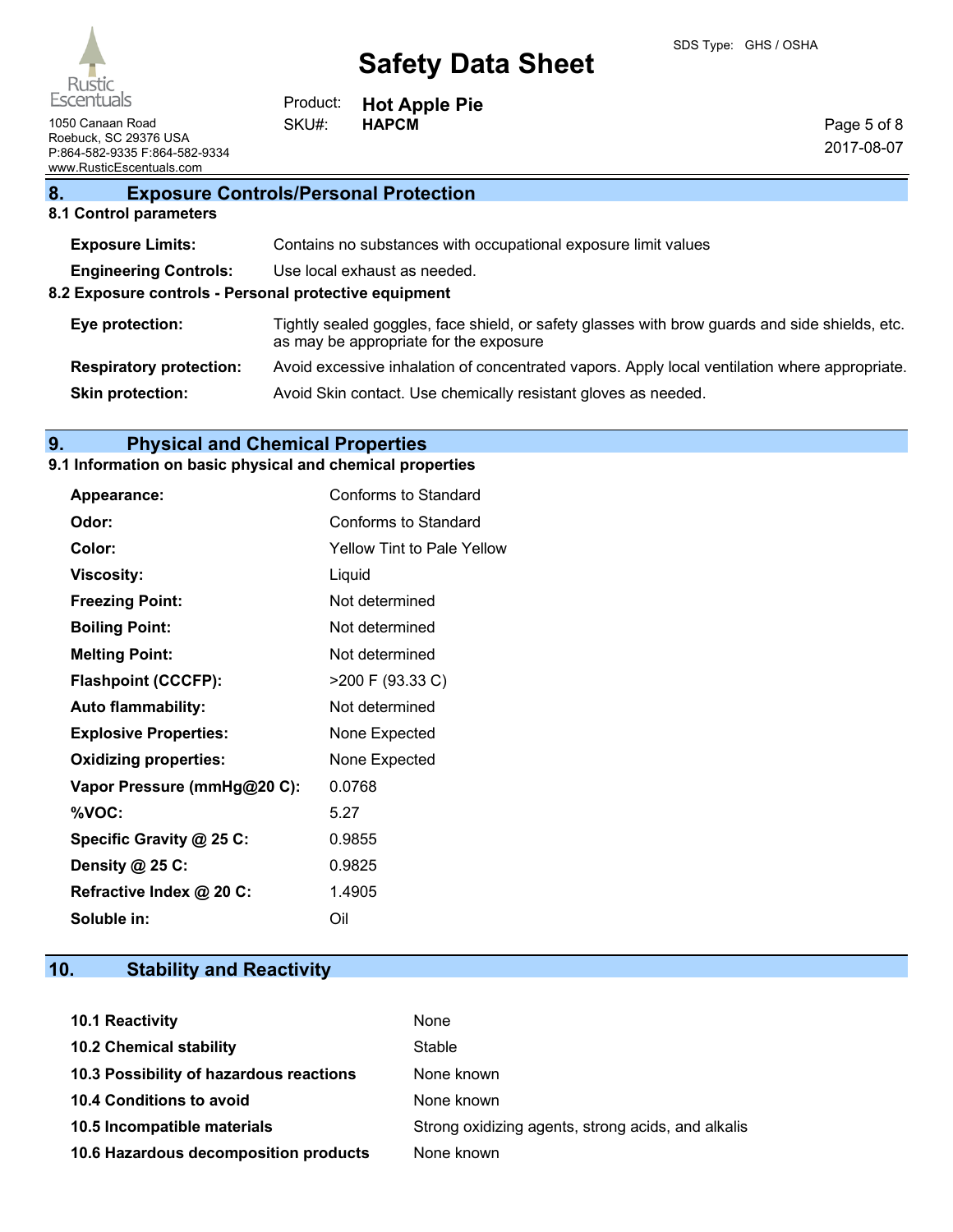## 8. Exposure Controls/Personal Protection

### 8.1 Control parameters

| | |
|---|---|
| **Exposure Limits:** | Contains no substances with occupational exposure limit values |
| **Engineering Controls:** | Use local exhaust as needed. |

### 8.2 Exposure controls - Personal protective equipment

| | |
|---|---|
| **Eye protection:** | Tightly sealed goggles, face shield, or safety glasses with brow guards and side shields, etc. as may be appropriate for the exposure |
| **Respiratory protection:** | Avoid excessive inhalation of concentrated vapors. Apply local ventilation where appropriate. |
| **Skin protection:** | Avoid Skin contact. Use chemically resistant gloves as needed. |

## 9. Physical and Chemical Properties

### 9.1 Information on basic physical and chemical properties

| | |
|---|---|
| **Appearance:** | Conforms to Standard |
| **Odor:** | Conforms to Standard |
| **Color:** | Yellow Tint to Pale Yellow |
| **Viscosity:** | Liquid |
| **Freezing Point:** | Not determined |
| **Boiling Point:** | Not determined |
| **Melting Point:** | Not determined |
| **Flashpoint (CCCFP):** | >200 F (93.33 C) |
| **Auto flammability:** | Not determined |
| **Explosive Properties:** | None Expected |
| **Oxidizing properties:** | None Expected |
| **Vapor Pressure (mmHg@20 C):** | 0.0768 |
| **%VOC:** | 5.27 |
| **Specific Gravity @ 25 C:** | 0.9855 |
| **Density @ 25 C:** | 0.9825 |
| **Refractive Index @ 20 C:** | 1.4905 |
| **Soluble in:** | Oil |

## 10. Stability and Reactivity

| | |
|---|---|
| **10.1 Reactivity** | None |
| **10.2 Chemical stability** | Stable |
| **10.3 Possibility of hazardous reactions** | None known |
| **10.4 Conditions to avoid** | None known |
| **10.5 Incompatible materials** | Strong oxidizing agents, strong acids, and alkalis |
| **10.6 Hazardous decomposition products** | None known |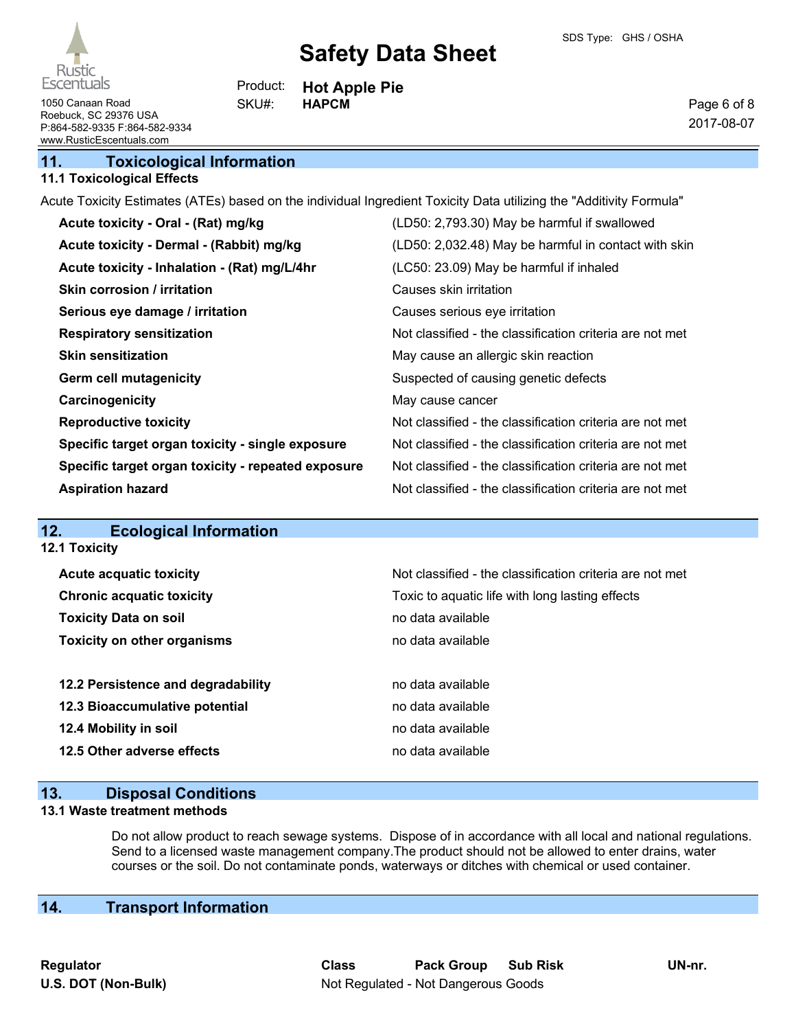## 11. Toxicological Information

### 11.1 Toxicological Effects

Acute Toxicity Estimates (ATEs) based on the individual Ingredient Toxicity Data utilizing the "Additivity Formula"

| | |
|---|---|
| **Acute toxicity - Oral - (Rat) mg/kg** | (LD50: 2,793.30) May be harmful if swallowed |
| **Acute toxicity - Dermal - (Rabbit) mg/kg** | (LD50: 2,032.48) May be harmful in contact with skin |
| **Acute toxicity - Inhalation - (Rat) mg/L/4hr** | (LC50: 23.09) May be harmful if inhaled |
| **Skin corrosion / irritation** | Causes skin irritation |
| **Serious eye damage / irritation** | Causes serious eye irritation |
| **Respiratory sensitization** | Not classified - the classification criteria are not met |
| **Skin sensitization** | May cause an allergic skin reaction |
| **Germ cell mutagenicity** | Suspected of causing genetic defects |
| **Carcinogenicity** | May cause cancer |
| **Reproductive toxicity** | Not classified - the classification criteria are not met |
| **Specific target organ toxicity - single exposure** | Not classified - the classification criteria are not met |
| **Specific target organ toxicity - repeated exposure** | Not classified - the classification criteria are not met |
| **Aspiration hazard** | Not classified - the classification criteria are not met |

## 12. Ecological Information

### 12.1 Toxicity

| | |
|---|---|
| **Acute acquatic toxicity** | Not classified - the classification criteria are not met |
| **Chronic acquatic toxicity** | Toxic to aquatic life with long lasting effects |
| **Toxicity Data on soil** | no data available |
| **Toxicity on other organisms** | no data available |

| | |
|---|---|
| **12.2 Persistence and degradability** | no data available |
| **12.3 Bioaccumulative potential** | no data available |
| **12.4 Mobility in soil** | no data available |
| **12.5 Other adverse effects** | no data available |

## 13. Disposal Conditions

### 13.1 Waste treatment methods

Do not allow product to reach sewage systems. Dispose of in accordance with all local and national regulations. Send to a licensed waste management company.The product should not be allowed to enter drains, water courses or the soil. Do not contaminate ponds, waterways or ditches with chemical or used container.

## 14. Transport Information

| Regulator | Class | Pack Group | Sub Risk | UN-nr. |
|---|---|---|---|---|
| **U.S. DOT (Non-Bulk)** | Not Regulated - Not Dangerous Goods | | | |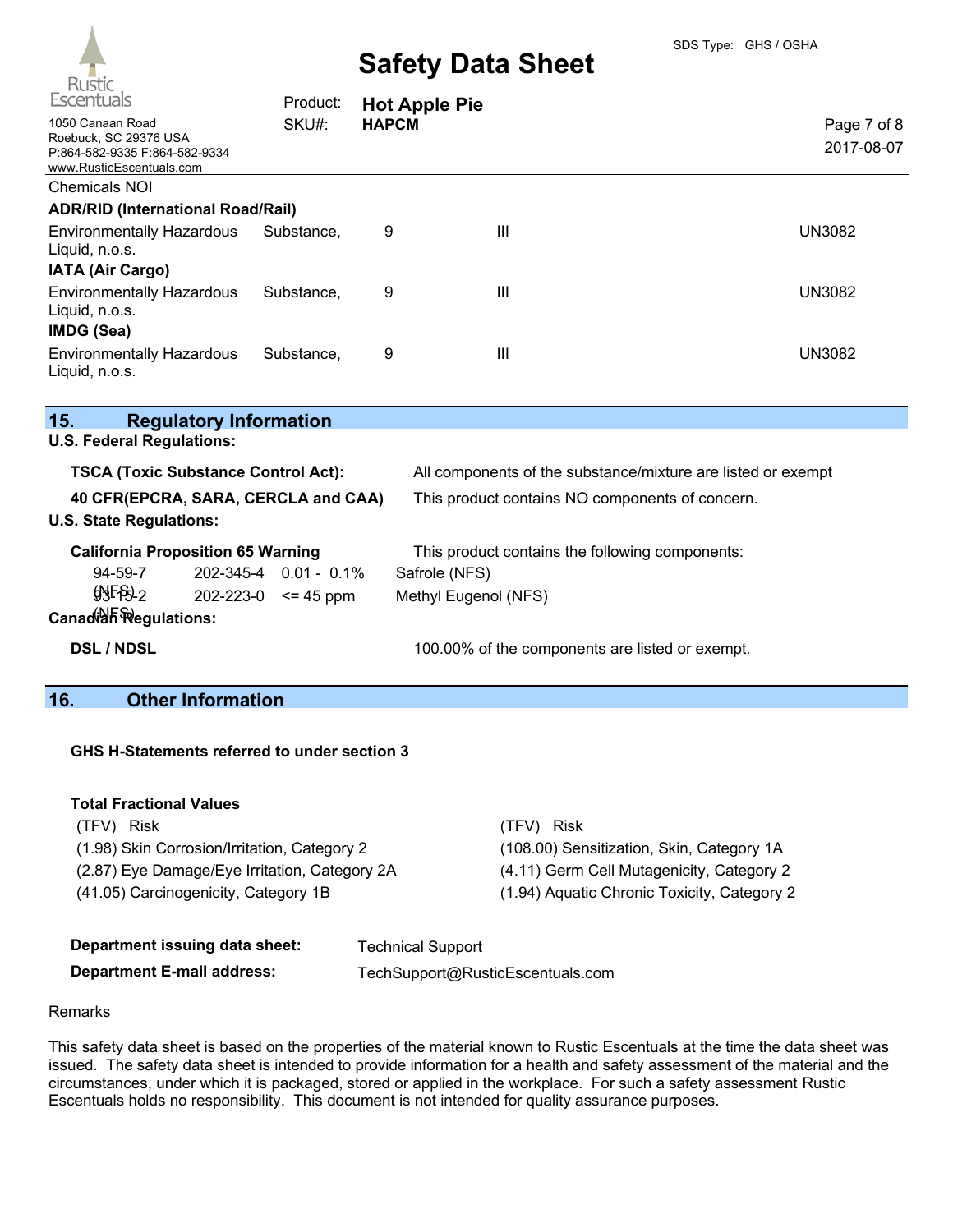Chemicals NOI

**ADR/RID (International Road/Rail)**

| | | | |
|---|---|---|---|
| Environmentally Hazardous Substance, Liquid, n.o.s. | 9 | III | UN3082 |

**IATA (Air Cargo)**

| | | | |
|---|---|---|---|
| Environmentally Hazardous Substance, Liquid, n.o.s. | 9 | III | UN3082 |

**IMDG (Sea)**

| | | | |
|---|---|---|---|
| Environmentally Hazardous Substance, Liquid, n.o.s. | 9 | III | UN3082 |

## 15. Regulatory Information

**U.S. Federal Regulations:**

**TSCA (Toxic Substance Control Act):** All components of the substance/mixture are listed or exempt

**40 CFR(EPCRA, SARA, CERCLA and CAA)** This product contains NO components of concern.

**U.S. State Regulations:**

**California Proposition 65 Warning** This product contains the following components:

| | | | |
|---|---|---|---|
| 94-59-7 (NFS) | 202-345-4 | 0.01 - 0.1% | Safrole (NFS) |
| 93-15-2 (NFS) | 202-223-0 | <= 45 ppm | Methyl Eugenol (NFS) |

**Canadian Regulations:**

**DSL / NDSL** 100.00% of the components are listed or exempt.

## 16. Other Information

**GHS H-Statements referred to under section 3**

**Total Fractional Values**

| (TFV) | Risk | (TFV) | Risk |
|---|---|---|---|
| (1.98) | Skin Corrosion/Irritation, Category 2 | (108.00) | Sensitization, Skin, Category 1A |
| (2.87) | Eye Damage/Eye Irritation, Category 2A | (4.11) | Germ Cell Mutagenicity, Category 2 |
| (41.05) | Carcinogenicity, Category 1B | (1.94) | Aquatic Chronic Toxicity, Category 2 |

**Department issuing data sheet:** Technical Support

**Department E-mail address:** TechSupport@RusticEscentuals.com

Remarks

This safety data sheet is based on the properties of the material known to Rustic Escentuals at the time the data sheet was issued. The safety data sheet is intended to provide information for a health and safety assessment of the material and the circumstances, under which it is packaged, stored or applied in the workplace. For such a safety assessment Rustic Escentuals holds no responsibility. This document is not intended for quality assurance purposes.